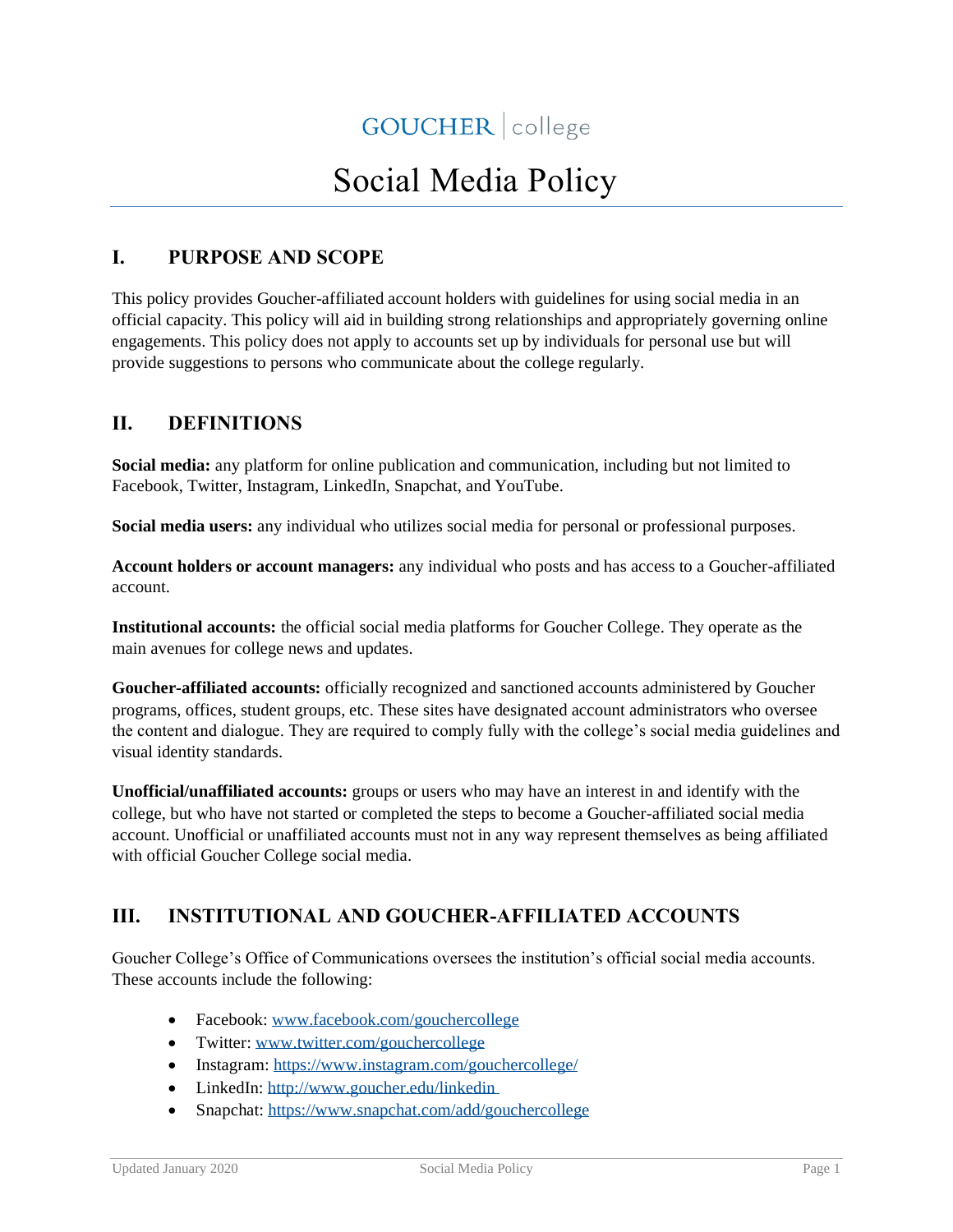GOUCHER | college

# Social Media Policy

## I. PURPOSE AND SCOPE

This policy provides Goucher-affiliated account holders with guidelines for using social media in an official capacity. This policy will aid in building strong relationships and appropriately governing online engagements. This policy does not apply to accounts set up by individuals for personal use but will provide suggestions to persons who communicate about the college regularly.

## II. DEFINITIONS

**Social media:** any platform for online publication and communication, including but not limited to Facebook, Twitter, Instagram, LinkedIn, Snapchat, and YouTube.

**Social media users:** any individual who utilizes social media for personal or professional purposes.

**Account holders or account managers:** any individual who posts and has access to a Goucher-affiliated account.

**Institutional accounts:** the official social media platforms for Goucher College. They operate as the main avenues for college news and updates.

**Goucher-affiliated accounts:** officially recognized and sanctioned accounts administered by Goucher programs, offices, student groups, etc. These sites have designated account administrators who oversee the content and dialogue. They are required to comply fully with the college's social media guidelines and visual identity standards.

**Unofficial/unaffiliated accounts:** groups or users who may have an interest in and identify with the college, but who have not started or completed the steps to become a Goucher-affiliated social media account. Unofficial or unaffiliated accounts must not in any way represent themselves as being affiliated with official Goucher College social media.

## III. INSTITUTIONAL AND GOUCHER-AFFILIATED ACCOUNTS

Goucher College's Office of Communications oversees the institution's official social media accounts. These accounts include the following:

- Facebook: www.facebook.com/gouchercollege
- Twitter: www.twitter.com/gouchercollege
- Instagram: https://www.instagram.com/gouchercollege/
- LinkedIn: http://www.goucher.edu/linkedin
- Snapchat: https://www.snapchat.com/add/gouchercollege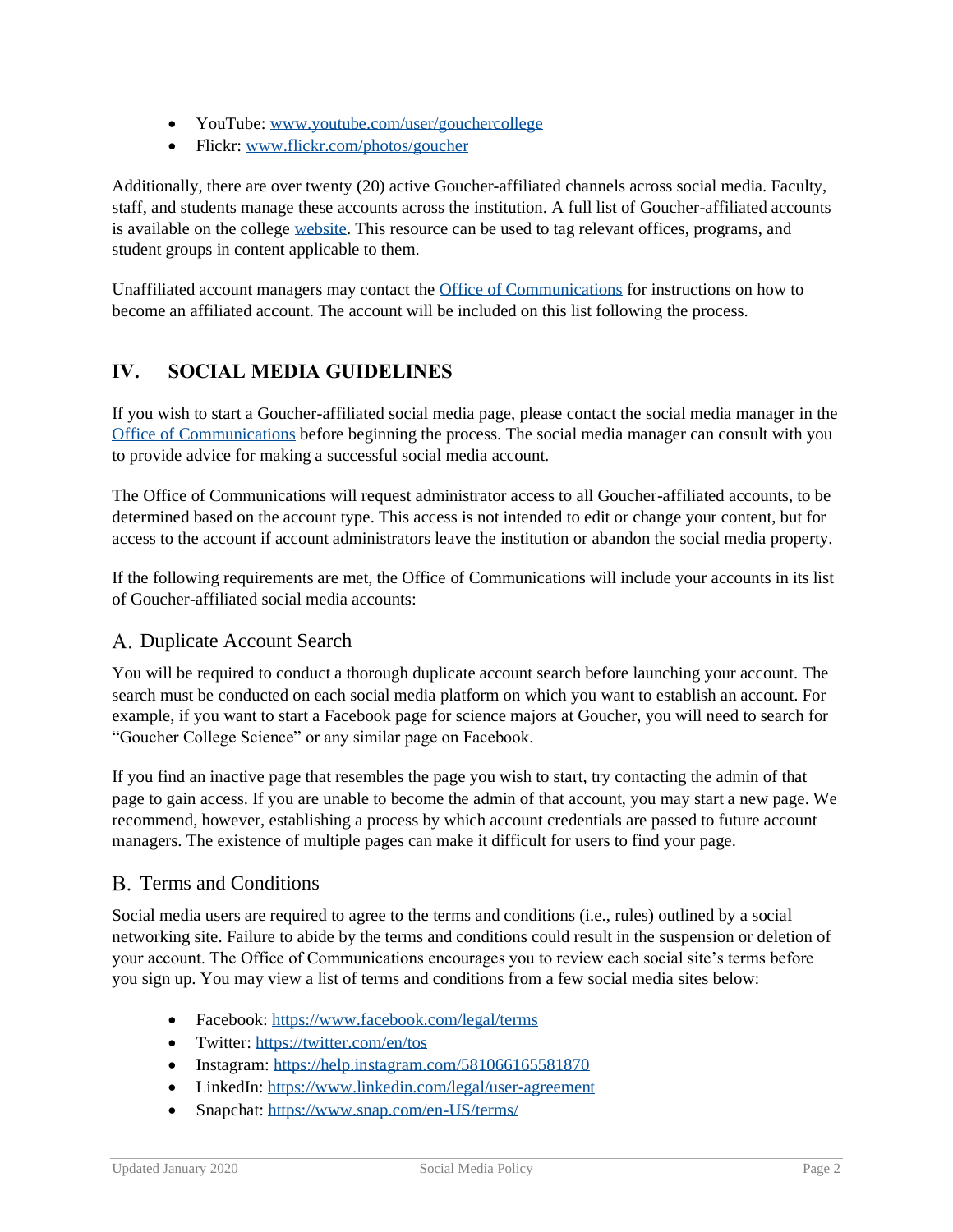- YouTube: [www.youtube.com/user/gouchercollege](www.youtube.com/user/gouchercollege)
- Flickr: [www.flickr.com/photos/goucher](www.flickr.com/photos/goucher)

Additionally, there are over twenty (20) active Goucher-affiliated channels across social media. Faculty, staff, and students manage these accounts across the institution. A full list of Goucher-affiliated accounts is available on the college website. This resource can be used to tag relevant offices, programs, and student groups in content applicable to them.

Unaffiliated account managers may contact the Office of Communications for instructions on how to become an affiliated account. The account will be included on this list following the process.

## IV. SOCIAL MEDIA GUIDELINES

If you wish to start a Goucher-affiliated social media page, please contact the social media manager in the Office of Communications before beginning the process. The social media manager can consult with you to provide advice for making a successful social media account.

The Office of Communications will request administrator access to all Goucher-affiliated accounts, to be determined based on the account type. This access is not intended to edit or change your content, but for access to the account if account administrators leave the institution or abandon the social media property.

If the following requirements are met, the Office of Communications will include your accounts in its list of Goucher-affiliated social media accounts:

### A. Duplicate Account Search

You will be required to conduct a thorough duplicate account search before launching your account. The search must be conducted on each social media platform on which you want to establish an account. For example, if you want to start a Facebook page for science majors at Goucher, you will need to search for "Goucher College Science" or any similar page on Facebook.

If you find an inactive page that resembles the page you wish to start, try contacting the admin of that page to gain access. If you are unable to become the admin of that account, you may start a new page. We recommend, however, establishing a process by which account credentials are passed to future account managers. The existence of multiple pages can make it difficult for users to find your page.

### B. Terms and Conditions

Social media users are required to agree to the terms and conditions (i.e., rules) outlined by a social networking site. Failure to abide by the terms and conditions could result in the suspension or deletion of your account. The Office of Communications encourages you to review each social site's terms before you sign up. You may view a list of terms and conditions from a few social media sites below:

- Facebook: [https://www.facebook.com/legal/terms](https://www.facebook.com/legal/terms)
- Twitter: [https://twitter.com/en/tos](https://twitter.com/en/tos)
- Instagram: [https://help.instagram.com/581066165581870](https://help.instagram.com/581066165581870)
- LinkedIn: [https://www.linkedin.com/legal/user-agreement](https://www.linkedin.com/legal/user-agreement)
- Snapchat: [https://www.snap.com/en-US/terms/](https://www.snap.com/en-US/terms/)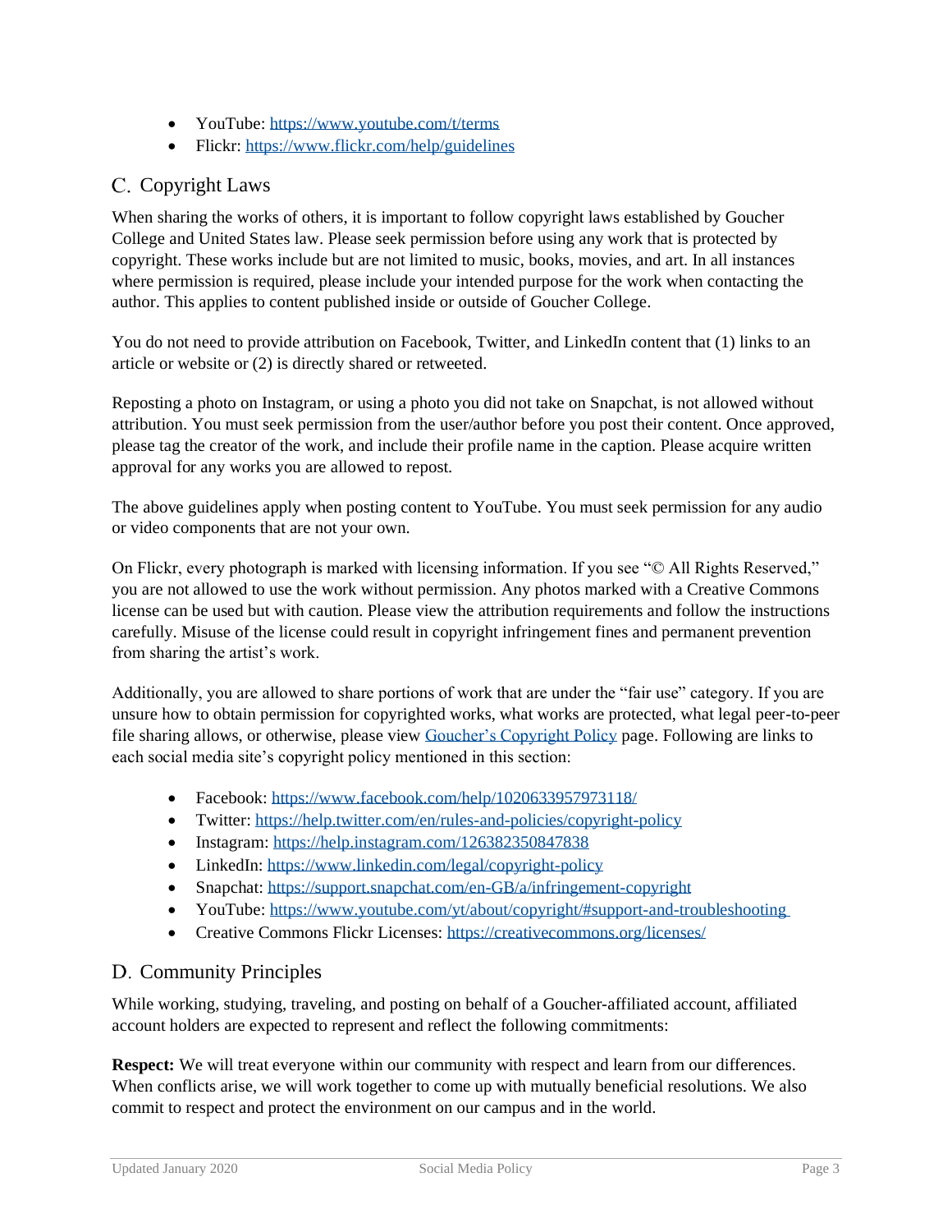- YouTube: https://www.youtube.com/t/terms
- Flickr: https://www.flickr.com/help/guidelines

## C. Copyright Laws

When sharing the works of others, it is important to follow copyright laws established by Goucher College and United States law. Please seek permission before using any work that is protected by copyright. These works include but are not limited to music, books, movies, and art. In all instances where permission is required, please include your intended purpose for the work when contacting the author. This applies to content published inside or outside of Goucher College.

You do not need to provide attribution on Facebook, Twitter, and LinkedIn content that (1) links to an article or website or (2) is directly shared or retweeted.

Reposting a photo on Instagram, or using a photo you did not take on Snapchat, is not allowed without attribution. You must seek permission from the user/author before you post their content. Once approved, please tag the creator of the work, and include their profile name in the caption. Please acquire written approval for any works you are allowed to repost.

The above guidelines apply when posting content to YouTube. You must seek permission for any audio or video components that are not your own.

On Flickr, every photograph is marked with licensing information. If you see "© All Rights Reserved," you are not allowed to use the work without permission. Any photos marked with a Creative Commons license can be used but with caution. Please view the attribution requirements and follow the instructions carefully. Misuse of the license could result in copyright infringement fines and permanent prevention from sharing the artist's work.

Additionally, you are allowed to share portions of work that are under the "fair use" category. If you are unsure how to obtain permission for copyrighted works, what works are protected, what legal peer-to-peer file sharing allows, or otherwise, please view Goucher's Copyright Policy page. Following are links to each social media site's copyright policy mentioned in this section:

- Facebook: https://www.facebook.com/help/1020633957973118/
- Twitter: https://help.twitter.com/en/rules-and-policies/copyright-policy
- Instagram: https://help.instagram.com/126382350847838
- LinkedIn: https://www.linkedin.com/legal/copyright-policy
- Snapchat: https://support.snapchat.com/en-GB/a/infringement-copyright
- YouTube: https://www.youtube.com/yt/about/copyright/#support-and-troubleshooting
- Creative Commons Flickr Licenses: https://creativecommons.org/licenses/

## D. Community Principles

While working, studying, traveling, and posting on behalf of a Goucher-affiliated account, affiliated account holders are expected to represent and reflect the following commitments:

**Respect:** We will treat everyone within our community with respect and learn from our differences. When conflicts arise, we will work together to come up with mutually beneficial resolutions. We also commit to respect and protect the environment on our campus and in the world.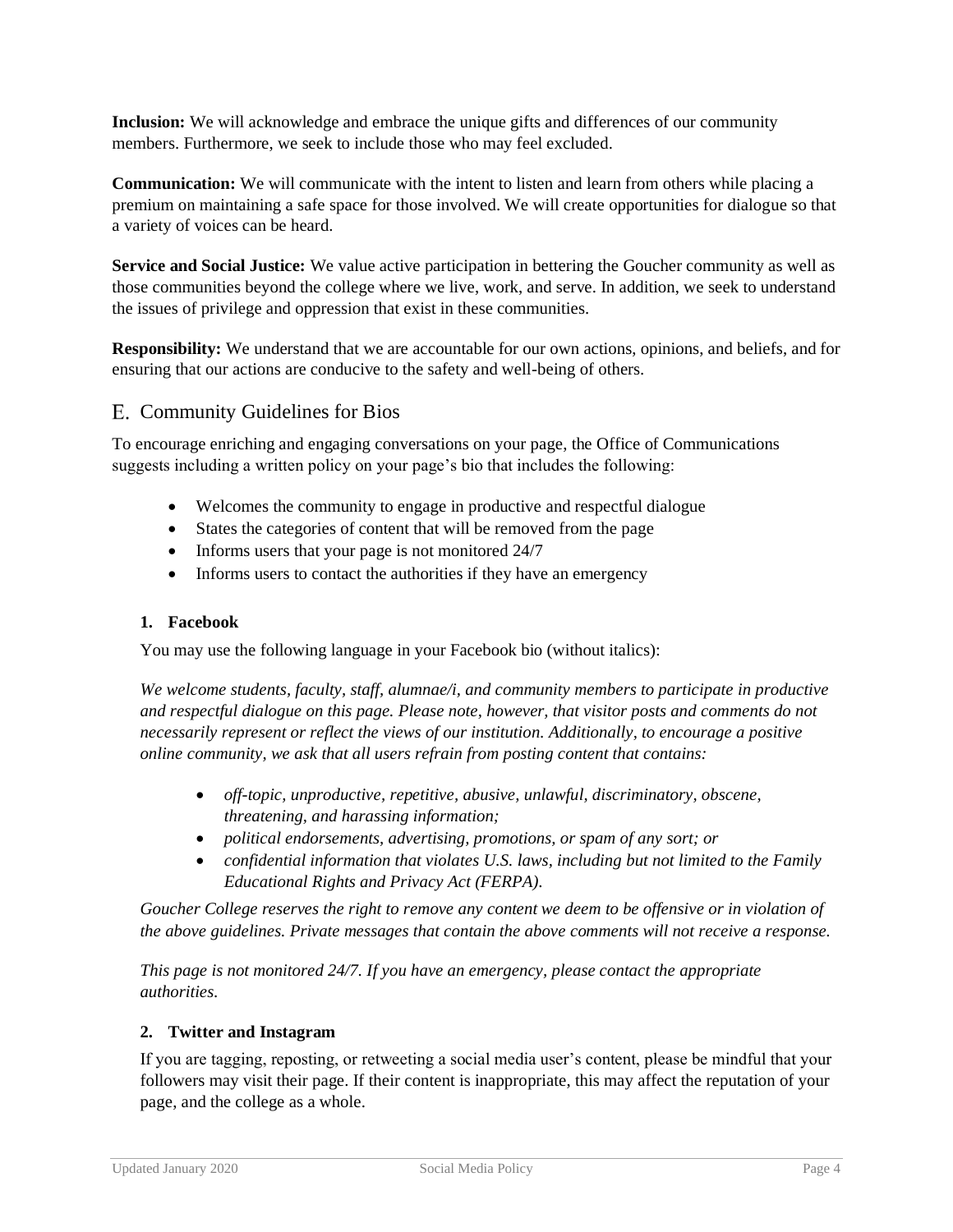**Inclusion:** We will acknowledge and embrace the unique gifts and differences of our community members. Furthermore, we seek to include those who may feel excluded.

**Communication:** We will communicate with the intent to listen and learn from others while placing a premium on maintaining a safe space for those involved. We will create opportunities for dialogue so that a variety of voices can be heard.

**Service and Social Justice:** We value active participation in bettering the Goucher community as well as those communities beyond the college where we live, work, and serve. In addition, we seek to understand the issues of privilege and oppression that exist in these communities.

**Responsibility:** We understand that we are accountable for our own actions, opinions, and beliefs, and for ensuring that our actions are conducive to the safety and well-being of others.

## E. Community Guidelines for Bios

To encourage enriching and engaging conversations on your page, the Office of Communications suggests including a written policy on your page's bio that includes the following:

- Welcomes the community to engage in productive and respectful dialogue
- States the categories of content that will be removed from the page
- Informs users that your page is not monitored 24/7
- Informs users to contact the authorities if they have an emergency

### 1. Facebook

You may use the following language in your Facebook bio (without italics):

*We welcome students, faculty, staff, alumnae/i, and community members to participate in productive and respectful dialogue on this page. Please note, however, that visitor posts and comments do not necessarily represent or reflect the views of our institution. Additionally, to encourage a positive online community, we ask that all users refrain from posting content that contains:*

- *off-topic, unproductive, repetitive, abusive, unlawful, discriminatory, obscene, threatening, and harassing information;*
- *political endorsements, advertising, promotions, or spam of any sort; or*
- *confidential information that violates U.S. laws, including but not limited to the Family Educational Rights and Privacy Act (FERPA).*

*Goucher College reserves the right to remove any content we deem to be offensive or in violation of the above guidelines. Private messages that contain the above comments will not receive a response.*

*This page is not monitored 24/7. If you have an emergency, please contact the appropriate authorities.*

### 2. Twitter and Instagram

If you are tagging, reposting, or retweeting a social media user's content, please be mindful that your followers may visit their page. If their content is inappropriate, this may affect the reputation of your page, and the college as a whole.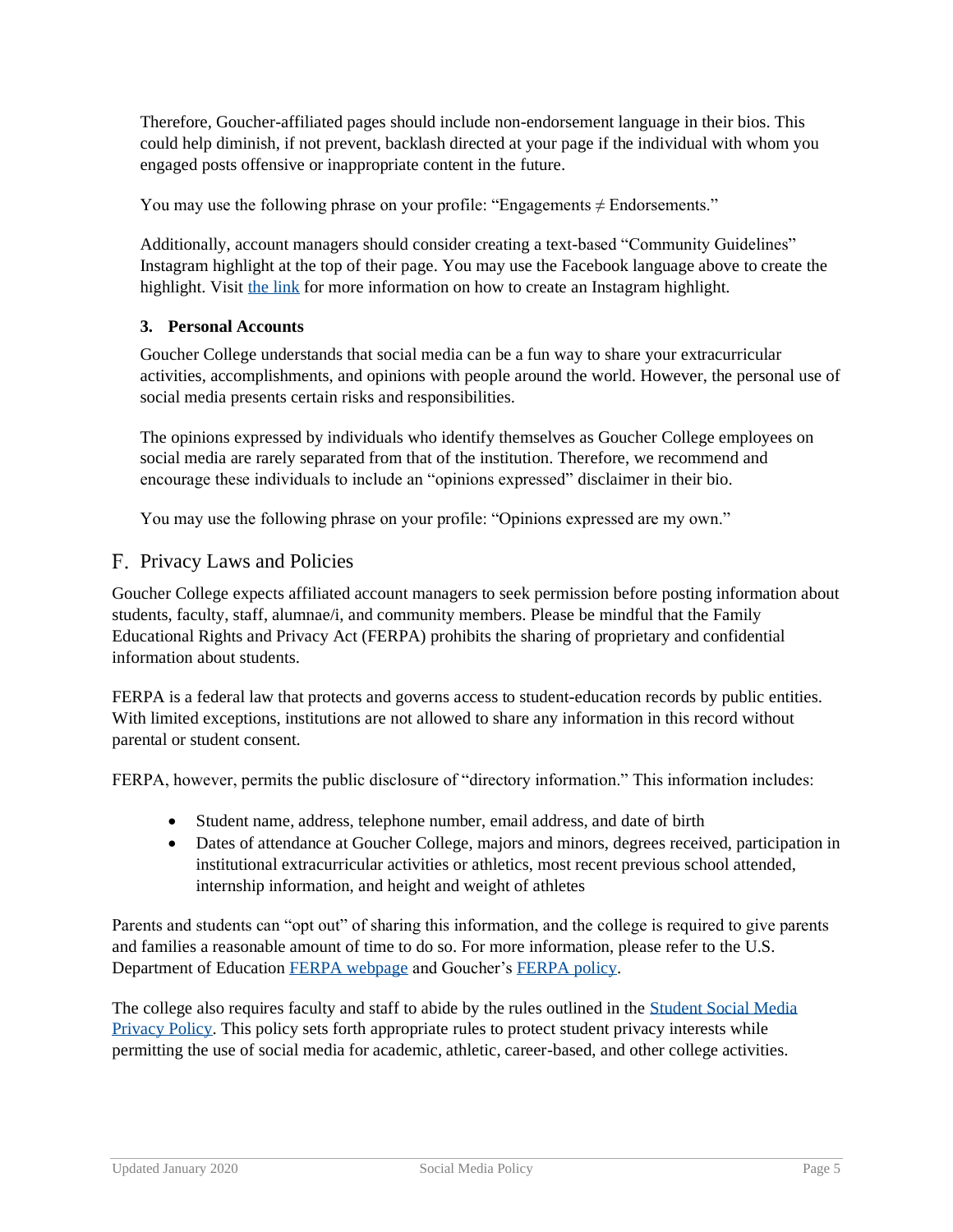Therefore, Goucher-affiliated pages should include non-endorsement language in their bios. This could help diminish, if not prevent, backlash directed at your page if the individual with whom you engaged posts offensive or inappropriate content in the future.

You may use the following phrase on your profile: "Engagements ≠ Endorsements."

Additionally, account managers should consider creating a text-based "Community Guidelines" Instagram highlight at the top of their page. You may use the Facebook language above to create the highlight. Visit the link for more information on how to create an Instagram highlight.

**3. Personal Accounts**

Goucher College understands that social media can be a fun way to share your extracurricular activities, accomplishments, and opinions with people around the world. However, the personal use of social media presents certain risks and responsibilities.

The opinions expressed by individuals who identify themselves as Goucher College employees on social media are rarely separated from that of the institution. Therefore, we recommend and encourage these individuals to include an "opinions expressed" disclaimer in their bio.

You may use the following phrase on your profile: "Opinions expressed are my own."

## F. Privacy Laws and Policies

Goucher College expects affiliated account managers to seek permission before posting information about students, faculty, staff, alumnae/i, and community members. Please be mindful that the Family Educational Rights and Privacy Act (FERPA) prohibits the sharing of proprietary and confidential information about students.

FERPA is a federal law that protects and governs access to student-education records by public entities. With limited exceptions, institutions are not allowed to share any information in this record without parental or student consent.

FERPA, however, permits the public disclosure of "directory information." This information includes:

- Student name, address, telephone number, email address, and date of birth
- Dates of attendance at Goucher College, majors and minors, degrees received, participation in institutional extracurricular activities or athletics, most recent previous school attended, internship information, and height and weight of athletes

Parents and students can "opt out" of sharing this information, and the college is required to give parents and families a reasonable amount of time to do so. For more information, please refer to the U.S. Department of Education FERPA webpage and Goucher's FERPA policy.

The college also requires faculty and staff to abide by the rules outlined in the Student Social Media Privacy Policy. This policy sets forth appropriate rules to protect student privacy interests while permitting the use of social media for academic, athletic, career-based, and other college activities.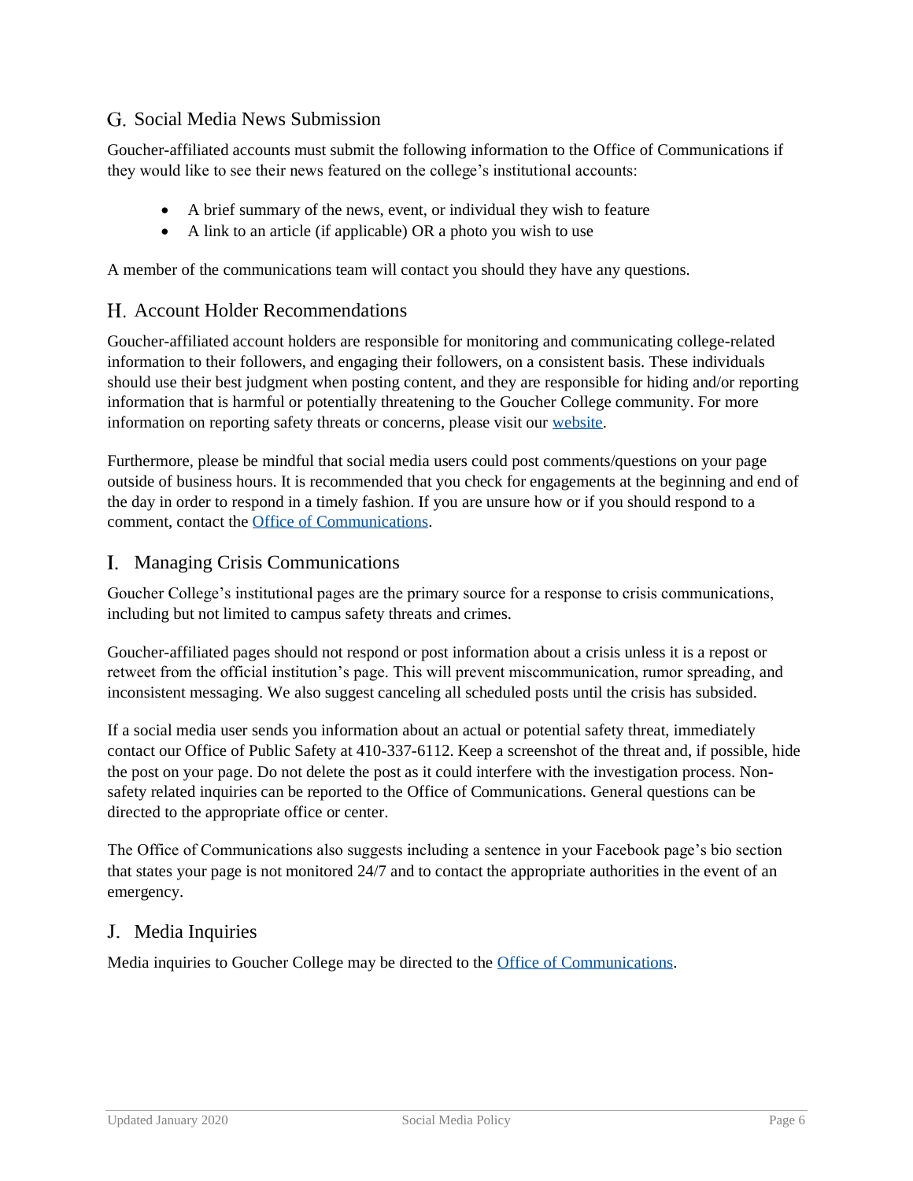## G. Social Media News Submission

Goucher-affiliated accounts must submit the following information to the Office of Communications if they would like to see their news featured on the college's institutional accounts:

- A brief summary of the news, event, or individual they wish to feature
- A link to an article (if applicable) OR a photo you wish to use

A member of the communications team will contact you should they have any questions.

## H. Account Holder Recommendations

Goucher-affiliated account holders are responsible for monitoring and communicating college-related information to their followers, and engaging their followers, on a consistent basis. These individuals should use their best judgment when posting content, and they are responsible for hiding and/or reporting information that is harmful or potentially threatening to the Goucher College community. For more information on reporting safety threats or concerns, please visit our website.

Furthermore, please be mindful that social media users could post comments/questions on your page outside of business hours. It is recommended that you check for engagements at the beginning and end of the day in order to respond in a timely fashion. If you are unsure how or if you should respond to a comment, contact the Office of Communications.

## I. Managing Crisis Communications

Goucher College's institutional pages are the primary source for a response to crisis communications, including but not limited to campus safety threats and crimes.

Goucher-affiliated pages should not respond or post information about a crisis unless it is a repost or retweet from the official institution's page. This will prevent miscommunication, rumor spreading, and inconsistent messaging. We also suggest canceling all scheduled posts until the crisis has subsided.

If a social media user sends you information about an actual or potential safety threat, immediately contact our Office of Public Safety at 410-337-6112. Keep a screenshot of the threat and, if possible, hide the post on your page. Do not delete the post as it could interfere with the investigation process. Non-safety related inquiries can be reported to the Office of Communications. General questions can be directed to the appropriate office or center.

The Office of Communications also suggests including a sentence in your Facebook page's bio section that states your page is not monitored 24/7 and to contact the appropriate authorities in the event of an emergency.

## J. Media Inquiries

Media inquiries to Goucher College may be directed to the Office of Communications.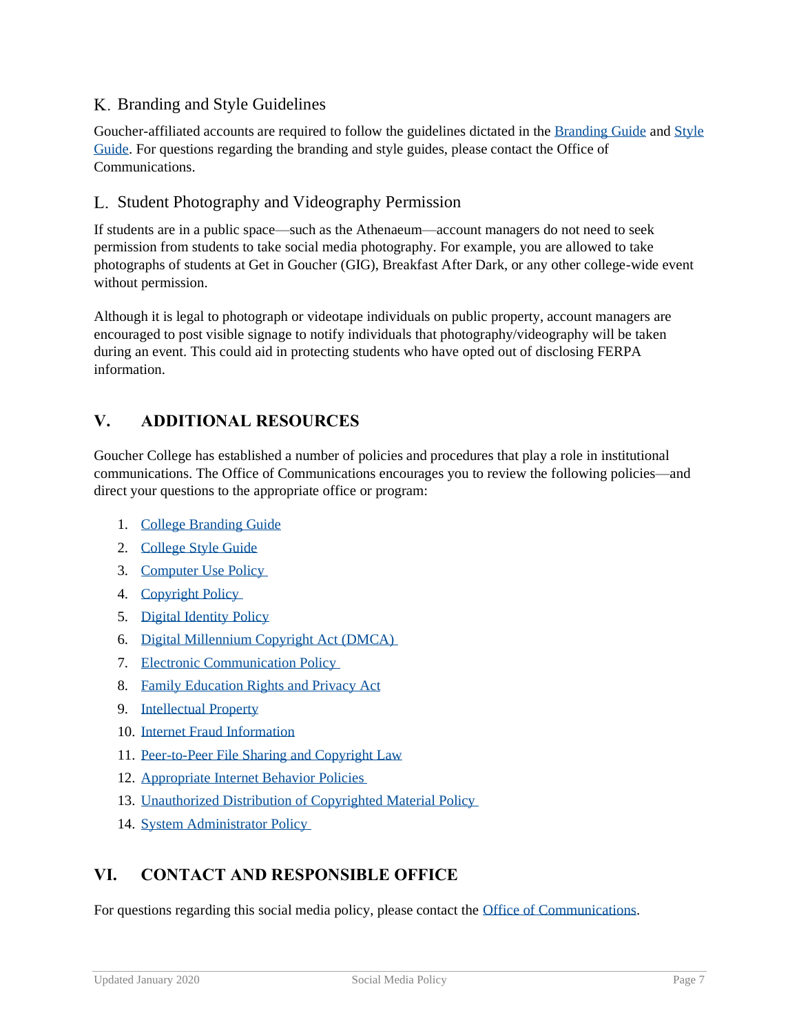### K. Branding and Style Guidelines

Goucher-affiliated accounts are required to follow the guidelines dictated in the Branding Guide and Style Guide. For questions regarding the branding and style guides, please contact the Office of Communications.

### L. Student Photography and Videography Permission

If students are in a public space—such as the Athenaeum—account managers do not need to seek permission from students to take social media photography. For example, you are allowed to take photographs of students at Get in Goucher (GIG), Breakfast After Dark, or any other college-wide event without permission.

Although it is legal to photograph or videotape individuals on public property, account managers are encouraged to post visible signage to notify individuals that photography/videography will be taken during an event. This could aid in protecting students who have opted out of disclosing FERPA information.

## V. ADDITIONAL RESOURCES

Goucher College has established a number of policies and procedures that play a role in institutional communications. The Office of Communications encourages you to review the following policies—and direct your questions to the appropriate office or program:

1. College Branding Guide
2. College Style Guide
3. Computer Use Policy
4. Copyright Policy
5. Digital Identity Policy
6. Digital Millennium Copyright Act (DMCA)
7. Electronic Communication Policy
8. Family Education Rights and Privacy Act
9. Intellectual Property
10. Internet Fraud Information
11. Peer-to-Peer File Sharing and Copyright Law
12. Appropriate Internet Behavior Policies
13. Unauthorized Distribution of Copyrighted Material Policy
14. System Administrator Policy

## VI. CONTACT AND RESPONSIBLE OFFICE

For questions regarding this social media policy, please contact the Office of Communications.